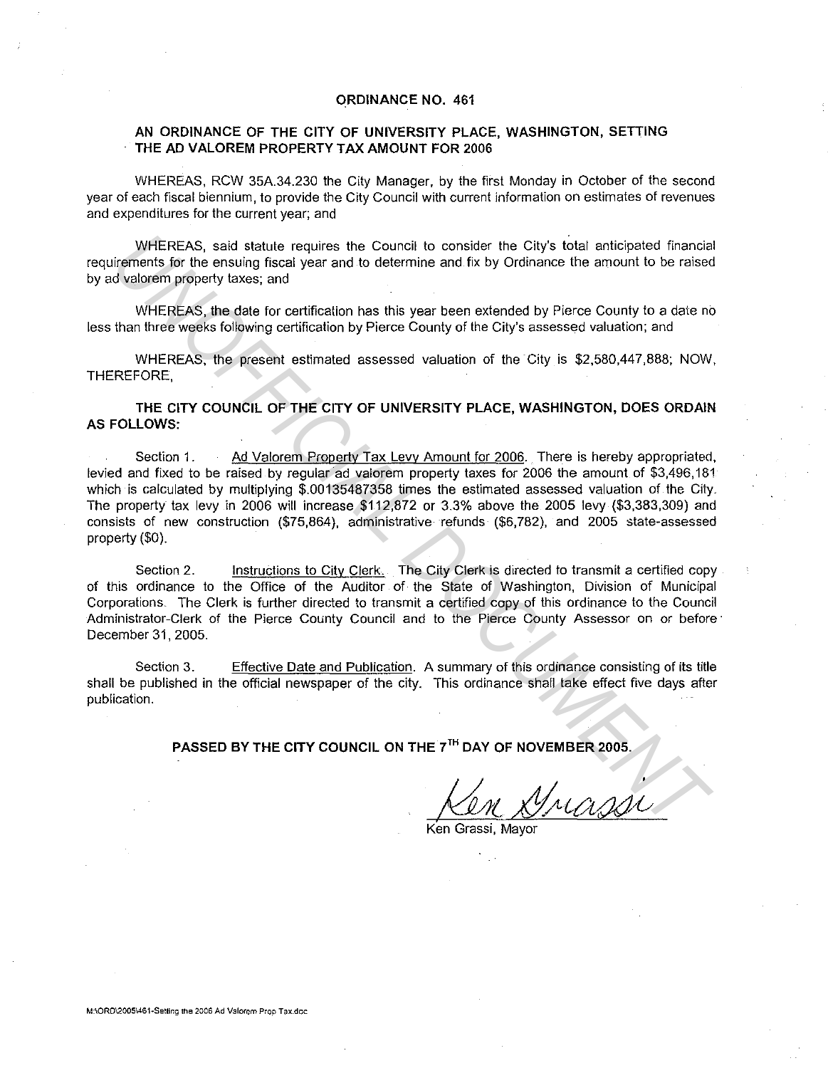# ORDINANCE NO. 461

## AN ORDINANCE OF THE CITY OF UNIVERSITY PLACE, WASHINGTON, SETTING THE AD VALOREM PROPERTY TAX AMOUNT FOR 2006

WHEREAS, RCW 35A.34.230 the City Manager, by the first Monday in October of the second year of each fiscal biennium, to provide the City Council with current information on estimates of revenues and expenditures for the current year; and

WHEREAS, said statute requires the Council to consider the City's total anticipated financial requirements for the ensuing fiscal year and to determine and fix by Ordinance the amount to be raised by ad valorem property taxes; and

WHEREAS, the date for certification has this year been extended by Pierce County to a date no less than three weeks following certification by Pierce County of the City's assessed valuation; and

WHEREAS, the present estimated assessed valuation of the City is $2,580,447,888; NOW, THEREFORE,

**THE CITY COUNCIL OF THE CITY OF UNIVERSITY PLACE, WASHINGTON, DOES ORDAIN AS FOLLOWS:**

Section 1. Ad Valorem Property Tax Levy Amount for 2006. There is hereby appropriated, levied and fixed to be raised by regular ad valorem property taxes for 2006 the amount of $3,496,181 which is calculated by multiplying $.00135487358 times the estimated assessed valuation of the City. The property tax levy in 2006 will increase $112,872 or 3.3% above the 2005 levy ($3,383,309) and consists of new construction ($75,864), administrative refunds ($6,782), and 2005 state-assessed property ($0).

Section 2. Instructions to City Clerk. The City Clerk is directed to transmit a certified copy of this ordinance to the Office of the Auditor of the State of Washington, Division of Municipal Corporations. The Clerk is further directed to transmit a certified copy of this ordinance to the Council Administrator-Clerk of the Pierce County Council and to the Pierce County Assessor on or before December 31, 2005.

Section 3. Effective Date and Publication. A summary of this ordinance consisting of its title shall be published in the official newspaper of the city. This ordinance shall take effect five days after publication.

**PASSED BY THE CITY COUNCIL ON THE 7TH DAY OF NOVEMBER 2005.**

Ken Grassi

Ken Grassi, Mayor

M:\ORD\2005\461-Setting the 2006 Ad Valorem Prop Tax.doc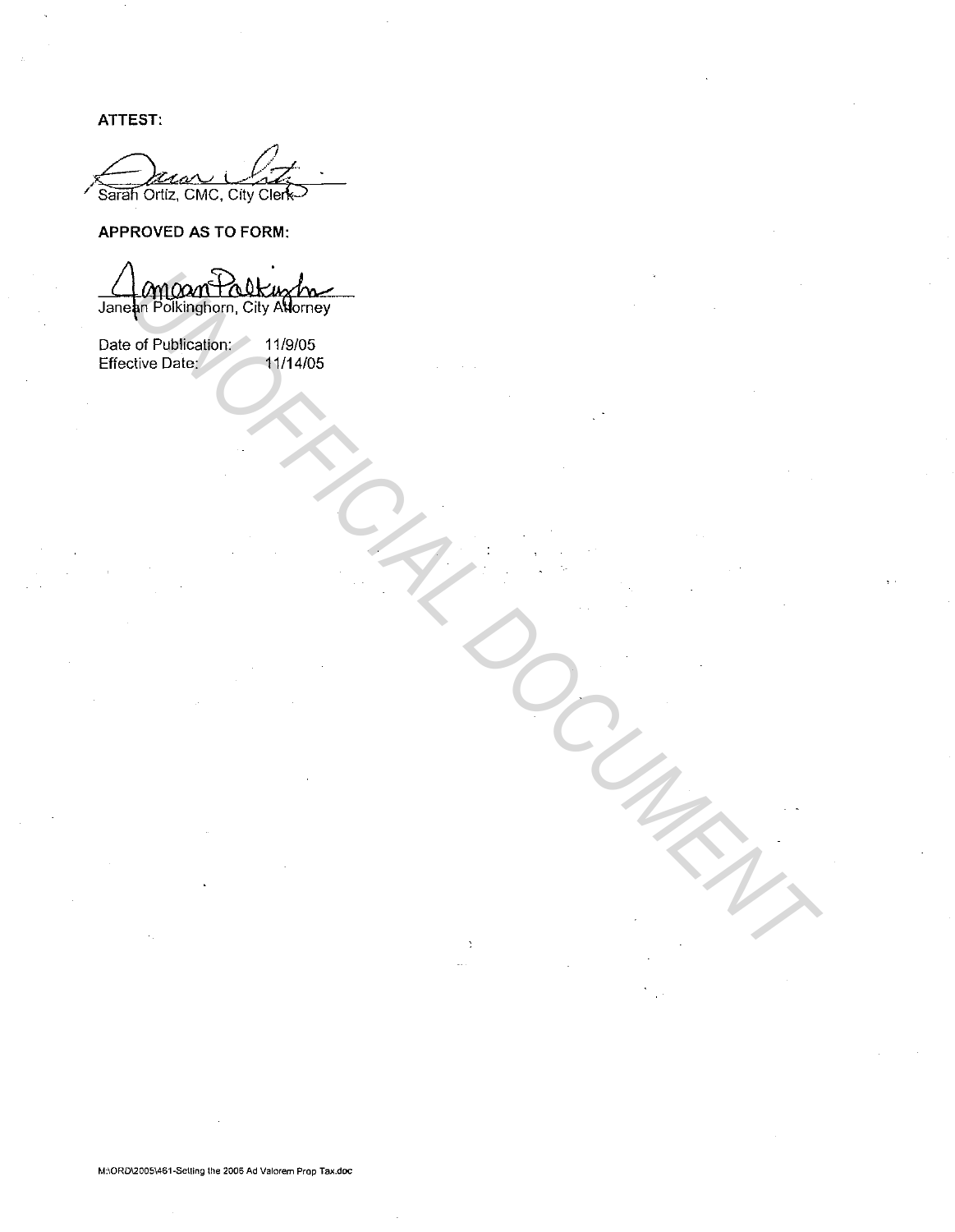**ATTEST:**

Sarah Ortiz, CMC, City Clerk

**APPROVED AS TO FORM:**

Janean Polkinghorn, City Attorney

Date of Publication: 11/9/05
Effective Date: 11/14/05

UNOFFICIAL DOCUMENT

M:\ORD\2005\461-Setting the 2006 Ad Valorem Prop Tax.doc